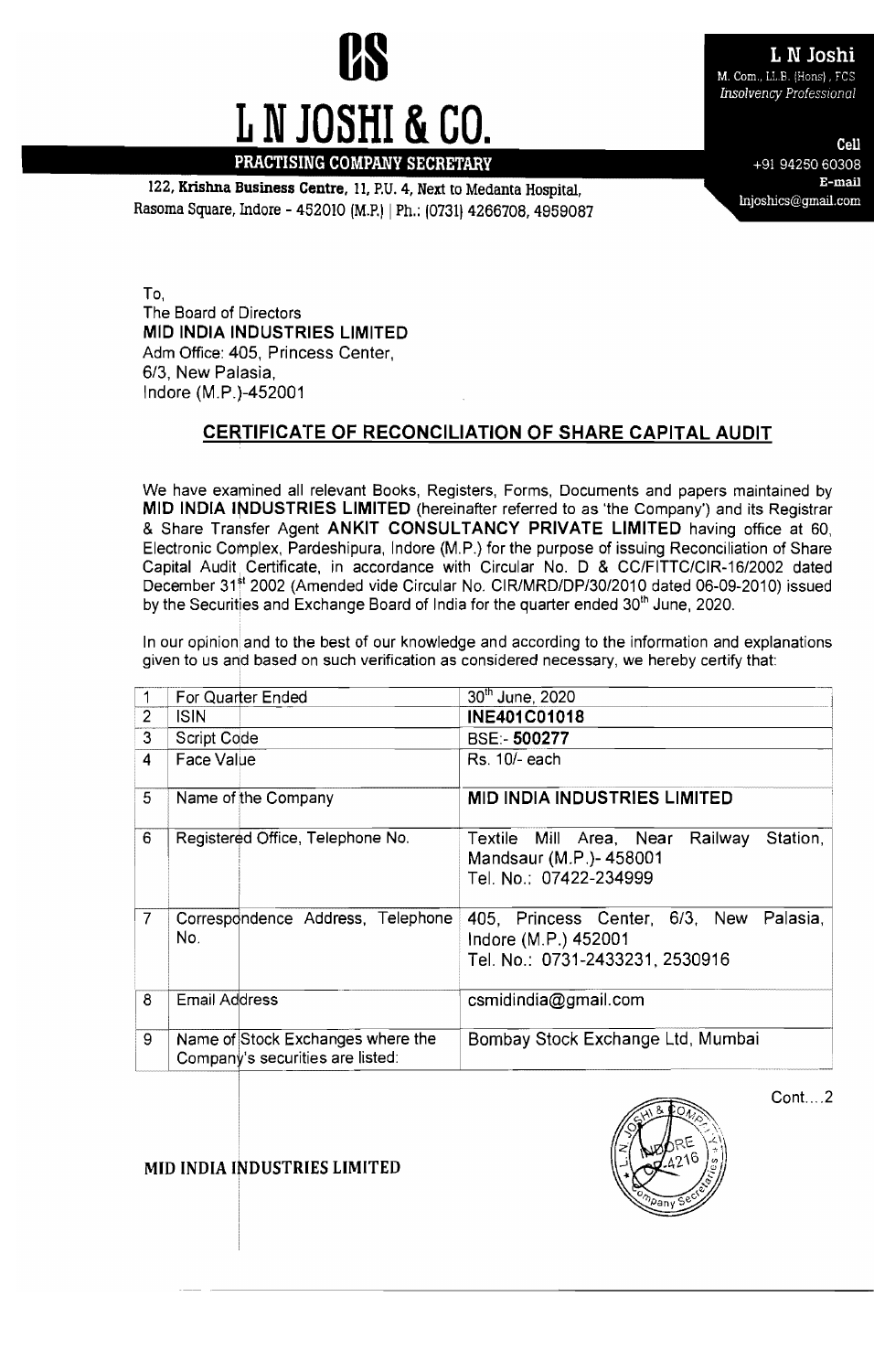# L N JOSHI & CO.

**PRACTISING COMPANY SECRETARY**

122, **Krishna Business Centre**, 11, P.U. 4, Next to Medanta Hospital, Rasoma Square, Indore - 452010 (M.P.) | Ph.: (0731) 4266708, 4959087

**L N Joshi**
M. Com., LL.B. (Hons), FCS
*Insolvency Professional*

**Cell** +91 94250 60308
**E-mail** lnjoshics@gmail.com

To,
The Board of Directors
**MID INDIA INDUSTRIES LIMITED**
Adm Office: 405, Princess Center,
6/3, New Palasia,
Indore (M.P.)-452001

## CERTIFICATE OF RECONCILIATION OF SHARE CAPITAL AUDIT

We have examined all relevant Books, Registers, Forms, Documents and papers maintained by **MID INDIA INDUSTRIES LIMITED** (hereinafter referred to as 'the Company') and its Registrar & Share Transfer Agent **ANKIT CONSULTANCY PRIVATE LIMITED** having office at 60, Electronic Complex, Pardeshipura, Indore (M.P.) for the purpose of issuing Reconciliation of Share Capital Audit Certificate, in accordance with Circular No. D & CC/FITTC/CIR-16/2002 dated December 31st 2002 (Amended vide Circular No. CIR/MRD/DP/30/2010 dated 06-09-2010) issued by the Securities and Exchange Board of India for the quarter ended 30th June, 2020.

In our opinion and to the best of our knowledge and according to the information and explanations given to us and based on such verification as considered necessary, we hereby certify that:

| | | |
|---|---|---|
| 1 | For Quarter Ended | 30th June, 2020 |
| 2 | ISIN | **INE401C01018** |
| 3 | Script Code | BSE:- **500277** |
| 4 | Face Value | Rs. 10/- each |
| 5 | Name of the Company | **MID INDIA INDUSTRIES LIMITED** |
| 6 | Registered Office, Telephone No. | Textile Mill Area, Near Railway Station, Mandsaur (M.P.)- 458001<br>Tel. No.: 07422-234999 |
| 7 | Correspondence Address, Telephone No. | 405, Princess Center, 6/3, New Palasia, Indore (M.P.) 452001<br>Tel. No.: 0731-2433231, 2530916 |
| 8 | Email Address | csmidindia@gmail.com |
| 9 | Name of Stock Exchanges where the Company's securities are listed: | Bombay Stock Exchange Ltd, Mumbai |

Cont....2

MID INDIA INDUSTRIES LIMITED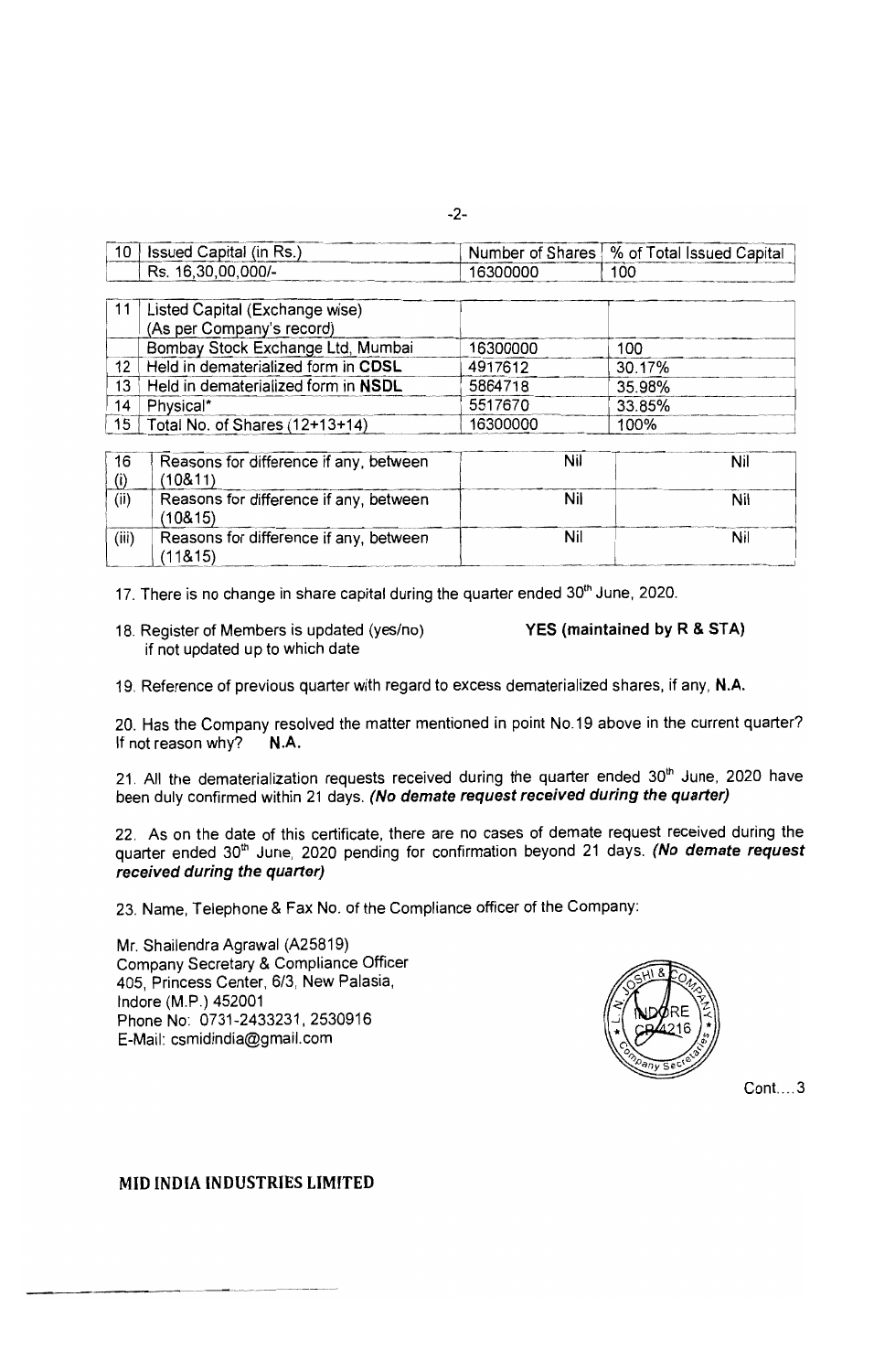| 10 | Issued Capital (in Rs.) | Number of Shares | % of Total Issued Capital |
|---|---|---|---|
| | Rs. 16,30,00,000/- | 16300000 | 100 |

| 11 | Listed Capital (Exchange wise) (As per Company's record) | | |
|---|---|---|---|
| | Bombay Stock Exchange Ltd, Mumbai | 16300000 | 100 |
| 12 | Held in dematerialized form in **CDSL** | 4917612 | 30.17% |
| 13 | Held in dematerialized form in **NSDL** | 5864718 | 35.98% |
| 14 | Physical* | 5517670 | 33.85% |
| 15 | Total No. of Shares (12+13+14) | 16300000 | 100% |

| 16 (i) | Reasons for difference if any, between (10&11) | Nil | Nil |
|---|---|---|---|
| (ii) | Reasons for difference if any, between (10&15) | Nil | Nil |
| (iii) | Reasons for difference if any, between (11&15) | Nil | Nil |

17. There is no change in share capital during the quarter ended 30th June, 2020.

18. Register of Members is updated (yes/no) if not updated up to which date — **YES (maintained by R & STA)**

19. Reference of previous quarter with regard to excess dematerialized shares, if any, **N.A.**

20. Has the Company resolved the matter mentioned in point No.19 above in the current quarter? If not reason why? **N.A.**

21. All the dematerialization requests received during the quarter ended 30th June, 2020 have been duly confirmed within 21 days. ***(No demate request received during the quarter)***

22. As on the date of this certificate, there are no cases of demate request received during the quarter ended 30th June, 2020 pending for confirmation beyond 21 days. ***(No demate request received during the quarter)***

23. Name, Telephone & Fax No. of the Compliance officer of the Company:

Mr. Shailendra Agrawal (A25819)
Company Secretary & Compliance Officer
405, Princess Center, 6/3, New Palasia,
Indore (M.P.) 452001
Phone No: 0731-2433231, 2530916
E-Mail: csmidindia@gmail.com

Cont....3

**MID INDIA INDUSTRIES LIMITED**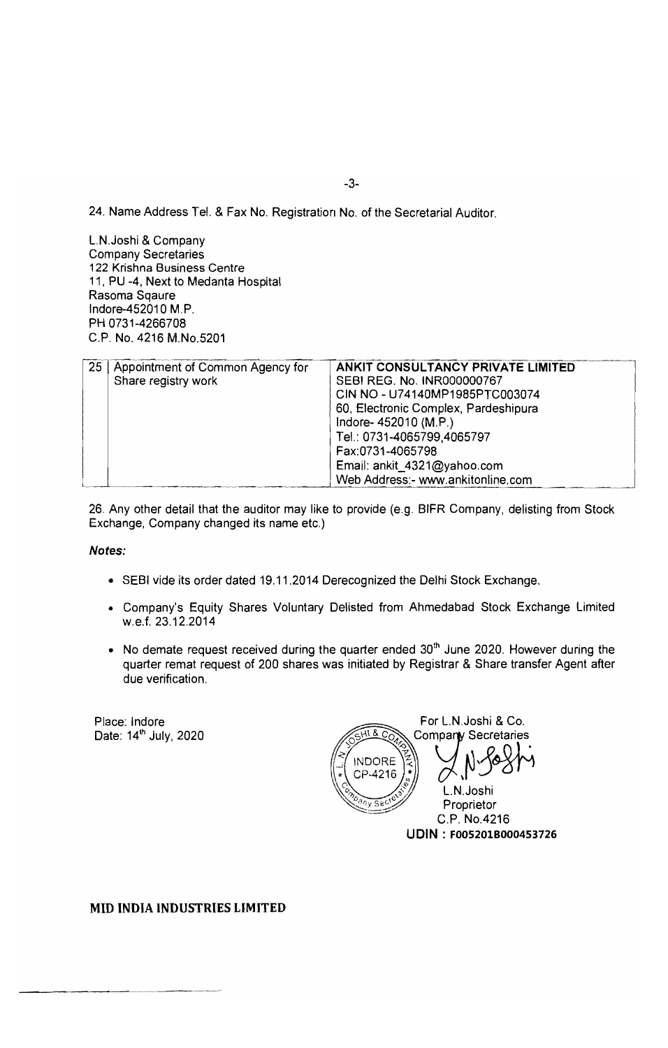24. Name Address Tel. & Fax No. Registration No. of the Secretarial Auditor.

L.N.Joshi & Company
Company Secretaries
122 Krishna Business Centre
11, PU -4, Next to Medanta Hospital
Rasoma Sqaure
Indore-452010 M.P.
PH 0731-4266708
C.P. No. 4216 M.No.5201

| | | |
|---|---|---|
| 25 | Appointment of Common Agency for Share registry work | **ANKIT CONSULTANCY PRIVATE LIMITED**<br>SEBI REG. No. INR000000767<br>CIN NO - U74140MP1985PTC003074<br>60, Electronic Complex, Pardeshipura<br>Indore- 452010 (M.P.)<br>Tel.: 0731-4065799,4065797<br>Fax:0731-4065798<br>Email: ankit_4321@yahoo.com<br>Web Address:- www.ankitonline.com |

26. Any other detail that the auditor may like to provide (e.g. BIFR Company, delisting from Stock Exchange, Company changed its name etc.)

***Notes:***

- SEBI vide its order dated 19.11.2014 Derecognized the Delhi Stock Exchange.
- Company's Equity Shares Voluntary Delisted from Ahmedabad Stock Exchange Limited w.e.f. 23.12.2014
- No demate request received during the quarter ended 30th June 2020. However during the quarter remat request of 200 shares was initiated by Registrar & Share transfer Agent after due verification.

Place: Indore
Date: 14th July, 2020

For L.N.Joshi & Co.
Company Secretaries

L.N.Joshi
Proprietor
C.P. No.4216
UDIN : F005201B000453726

**MID INDIA INDUSTRIES LIMITED**